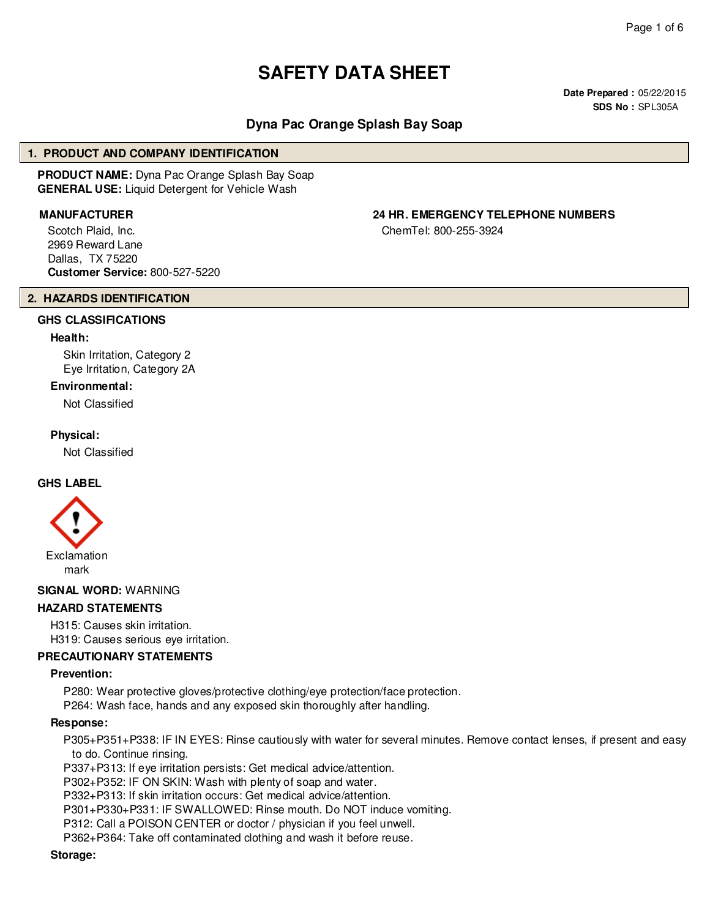# SAFETY DATA SHEET

**Date Prepared :** 05/22/2015
**SDS No :** SPL305A

## Dyna Pac Orange Splash Bay Soap

## 1. PRODUCT AND COMPANY IDENTIFICATION

**PRODUCT NAME:** Dyna Pac Orange Splash Bay Soap
**GENERAL USE:** Liquid Detergent for Vehicle Wash

**MANUFACTURER**

Scotch Plaid, Inc.
2969 Reward Lane
Dallas, TX 75220
**Customer Service:** 800-527-5220

**24 HR. EMERGENCY TELEPHONE NUMBERS**

ChemTel: 800-255-3924

## 2. HAZARDS IDENTIFICATION

**GHS CLASSIFICATIONS**

**Health:**

Skin Irritation, Category 2
Eye Irritation, Category 2A

**Environmental:**

Not Classified

**Physical:**

Not Classified

**GHS LABEL**

Exclamation mark

**SIGNAL WORD:** WARNING

**HAZARD STATEMENTS**

H315: Causes skin irritation.
H319: Causes serious eye irritation.

**PRECAUTIONARY STATEMENTS**

**Prevention:**

P280: Wear protective gloves/protective clothing/eye protection/face protection.
P264: Wash face, hands and any exposed skin thoroughly after handling.

**Response:**

P305+P351+P338: IF IN EYES: Rinse cautiously with water for several minutes. Remove contact lenses, if present and easy to do. Continue rinsing.
P337+P313: If eye irritation persists: Get medical advice/attention.
P302+P352: IF ON SKIN: Wash with plenty of soap and water.
P332+P313: If skin irritation occurs: Get medical advice/attention.
P301+P330+P331: IF SWALLOWED: Rinse mouth. Do NOT induce vomiting.
P312: Call a POISON CENTER or doctor / physician if you feel unwell.
P362+P364: Take off contaminated clothing and wash it before reuse.

**Storage:**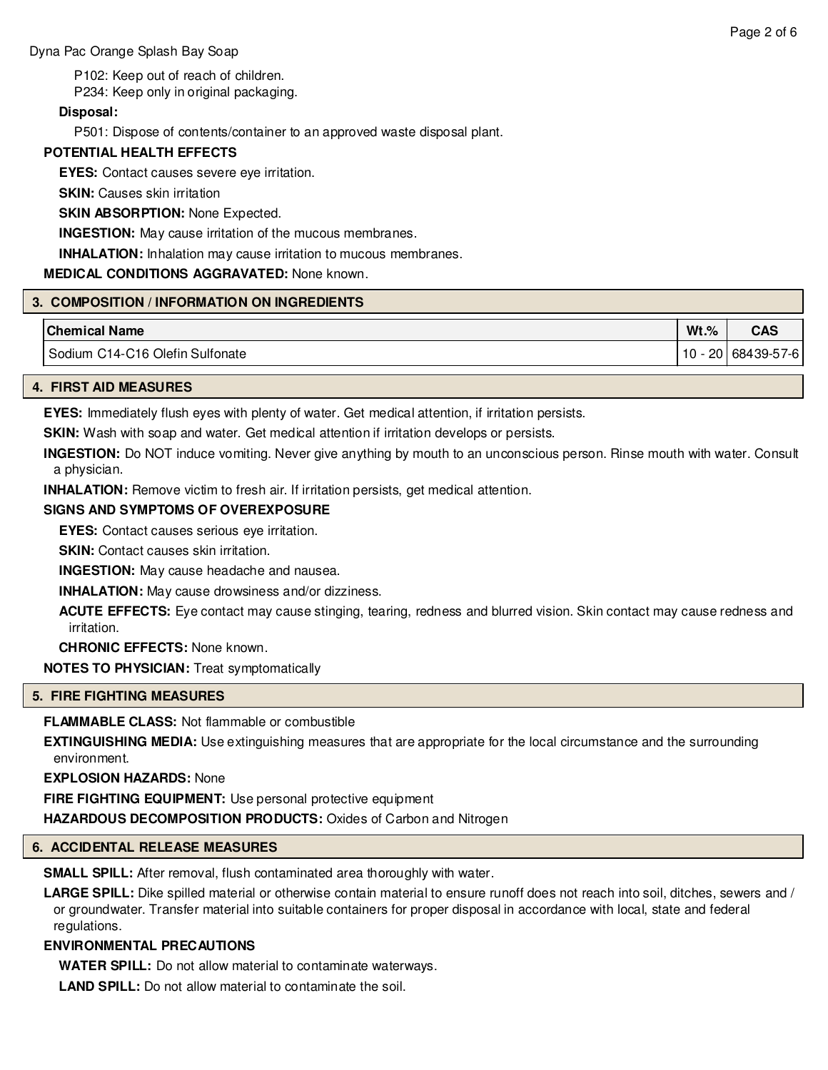P102: Keep out of reach of children.
P234: Keep only in original packaging.

**Disposal:**

P501: Dispose of contents/container to an approved waste disposal plant.

**POTENTIAL HEALTH EFFECTS**

**EYES:** Contact causes severe eye irritation.

**SKIN:** Causes skin irritation

**SKIN ABSORPTION:** None Expected.

**INGESTION:** May cause irritation of the mucous membranes.

**INHALATION:** Inhalation may cause irritation to mucous membranes.

**MEDICAL CONDITIONS AGGRAVATED:** None known.

## 3. COMPOSITION / INFORMATION ON INGREDIENTS

| Chemical Name | Wt.% | CAS |
|---|---|---|
| Sodium C14-C16 Olefin Sulfonate | 10 - 20 | 68439-57-6 |

## 4. FIRST AID MEASURES

**EYES:** Immediately flush eyes with plenty of water. Get medical attention, if irritation persists.

**SKIN:** Wash with soap and water. Get medical attention if irritation develops or persists.

**INGESTION:** Do NOT induce vomiting. Never give anything by mouth to an unconscious person. Rinse mouth with water. Consult a physician.

**INHALATION:** Remove victim to fresh air. If irritation persists, get medical attention.

**SIGNS AND SYMPTOMS OF OVEREXPOSURE**

**EYES:** Contact causes serious eye irritation.

**SKIN:** Contact causes skin irritation.

**INGESTION:** May cause headache and nausea.

**INHALATION:** May cause drowsiness and/or dizziness.

**ACUTE EFFECTS:** Eye contact may cause stinging, tearing, redness and blurred vision. Skin contact may cause redness and irritation.

**CHRONIC EFFECTS:** None known.

**NOTES TO PHYSICIAN:** Treat symptomatically

## 5. FIRE FIGHTING MEASURES

**FLAMMABLE CLASS:** Not flammable or combustible

**EXTINGUISHING MEDIA:** Use extinguishing measures that are appropriate for the local circumstance and the surrounding environment.

**EXPLOSION HAZARDS:** None

**FIRE FIGHTING EQUIPMENT:** Use personal protective equipment

**HAZARDOUS DECOMPOSITION PRODUCTS:** Oxides of Carbon and Nitrogen

## 6. ACCIDENTAL RELEASE MEASURES

**SMALL SPILL:** After removal, flush contaminated area thoroughly with water.

**LARGE SPILL:** Dike spilled material or otherwise contain material to ensure runoff does not reach into soil, ditches, sewers and / or groundwater. Transfer material into suitable containers for proper disposal in accordance with local, state and federal regulations.

**ENVIRONMENTAL PRECAUTIONS**

**WATER SPILL:** Do not allow material to contaminate waterways.

**LAND SPILL:** Do not allow material to contaminate the soil.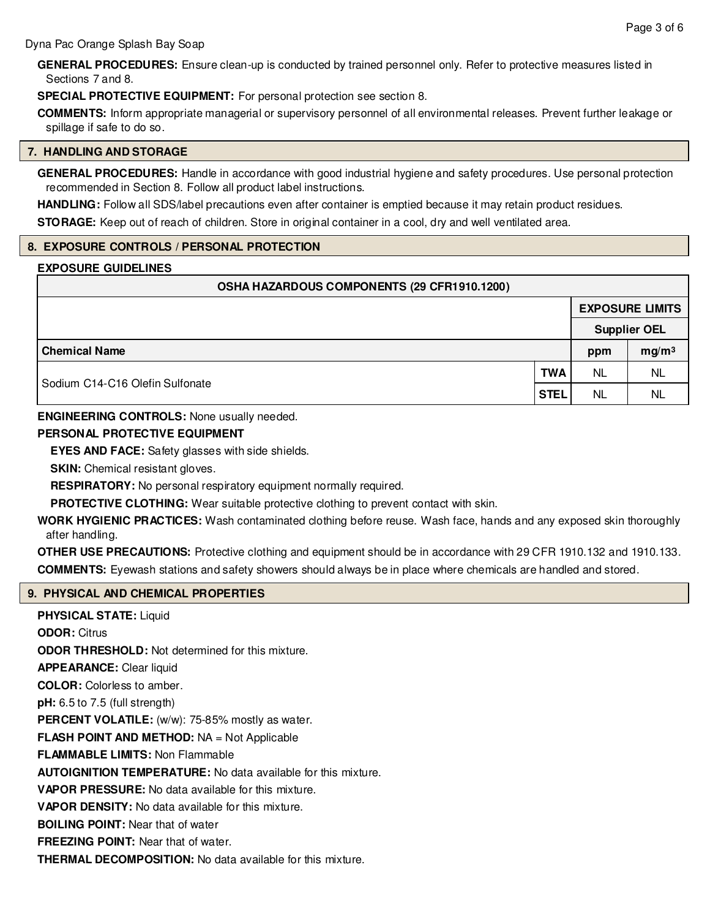**GENERAL PROCEDURES:** Ensure clean-up is conducted by trained personnel only. Refer to protective measures listed in Sections 7 and 8.

**SPECIAL PROTECTIVE EQUIPMENT:** For personal protection see section 8.

**COMMENTS:** Inform appropriate managerial or supervisory personnel of all environmental releases. Prevent further leakage or spillage if safe to do so.

## 7. HANDLING AND STORAGE

**GENERAL PROCEDURES:** Handle in accordance with good industrial hygiene and safety procedures. Use personal protection recommended in Section 8. Follow all product label instructions.

**HANDLING:** Follow all SDS/label precautions even after container is emptied because it may retain product residues.

**STORAGE:** Keep out of reach of children. Store in original container in a cool, dry and well ventilated area.

## 8. EXPOSURE CONTROLS / PERSONAL PROTECTION

**EXPOSURE GUIDELINES**

| OSHA HAZARDOUS COMPONENTS (29 CFR1910.1200) | | | |
|---|---|---|---|
| | | EXPOSURE LIMITS | |
| | | Supplier OEL | |
| Chemical Name | | ppm | mg/m³ |
| Sodium C14-C16 Olefin Sulfonate | TWA | NL | NL |
| | STEL | NL | NL |

**ENGINEERING CONTROLS:** None usually needed.

**PERSONAL PROTECTIVE EQUIPMENT**

- **EYES AND FACE:** Safety glasses with side shields.
- **SKIN:** Chemical resistant gloves.
- **RESPIRATORY:** No personal respiratory equipment normally required.
- **PROTECTIVE CLOTHING:** Wear suitable protective clothing to prevent contact with skin.

**WORK HYGIENIC PRACTICES:** Wash contaminated clothing before reuse. Wash face, hands and any exposed skin thoroughly after handling.

**OTHER USE PRECAUTIONS:** Protective clothing and equipment should be in accordance with 29 CFR 1910.132 and 1910.133.

**COMMENTS:** Eyewash stations and safety showers should always be in place where chemicals are handled and stored.

## 9. PHYSICAL AND CHEMICAL PROPERTIES

**PHYSICAL STATE:** Liquid

**ODOR:** Citrus

**ODOR THRESHOLD:** Not determined for this mixture.

**APPEARANCE:** Clear liquid

**COLOR:** Colorless to amber.

**pH:** 6.5 to 7.5 (full strength)

**PERCENT VOLATILE:** (w/w): 75-85% mostly as water.

**FLASH POINT AND METHOD:** NA = Not Applicable

**FLAMMABLE LIMITS:** Non Flammable

**AUTOIGNITION TEMPERATURE:** No data available for this mixture.

**VAPOR PRESSURE:** No data available for this mixture.

**VAPOR DENSITY:** No data available for this mixture.

**BOILING POINT:** Near that of water

**FREEZING POINT:** Near that of water.

**THERMAL DECOMPOSITION:** No data available for this mixture.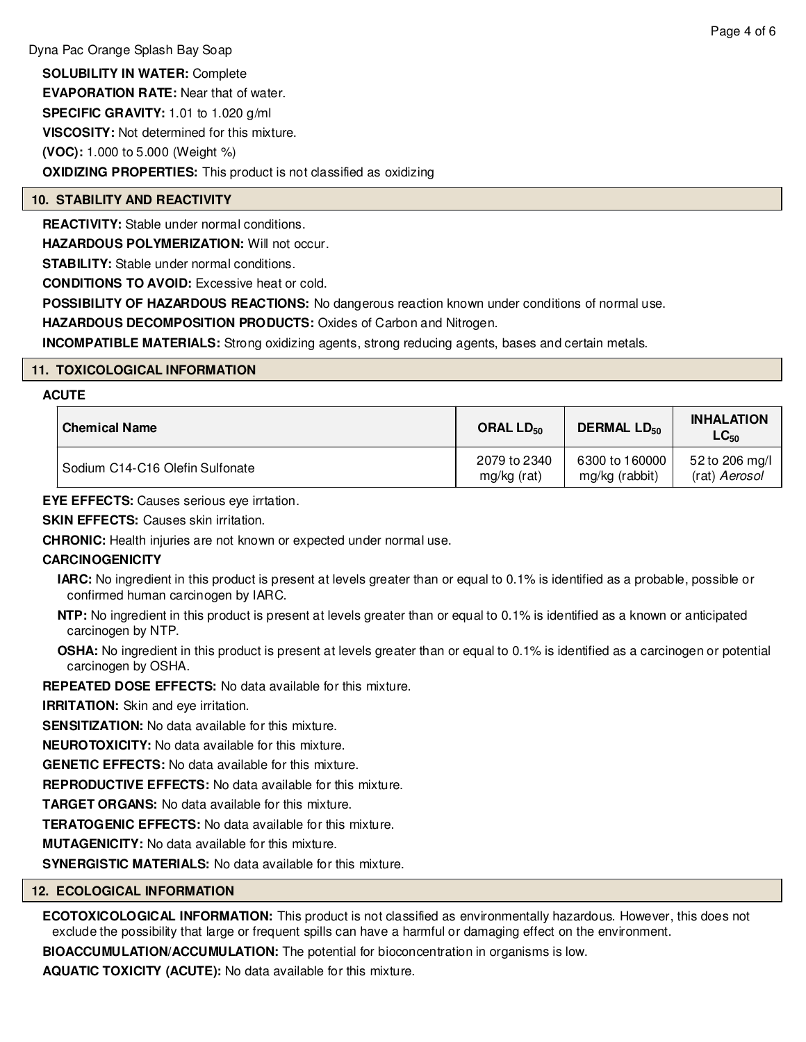**SOLUBILITY IN WATER:** Complete

**EVAPORATION RATE:** Near that of water.

**SPECIFIC GRAVITY:** 1.01 to 1.020 g/ml

**VISCOSITY:** Not determined for this mixture.

**(VOC):** 1.000 to 5.000 (Weight %)

**OXIDIZING PROPERTIES:** This product is not classified as oxidizing

## 10. STABILITY AND REACTIVITY

**REACTIVITY:** Stable under normal conditions.

**HAZARDOUS POLYMERIZATION:** Will not occur.

**STABILITY:** Stable under normal conditions.

**CONDITIONS TO AVOID:** Excessive heat or cold.

**POSSIBILITY OF HAZARDOUS REACTIONS:** No dangerous reaction known under conditions of normal use.

**HAZARDOUS DECOMPOSITION PRODUCTS:** Oxides of Carbon and Nitrogen.

**INCOMPATIBLE MATERIALS:** Strong oxidizing agents, strong reducing agents, bases and certain metals.

## 11. TOXICOLOGICAL INFORMATION

**ACUTE**

| Chemical Name | ORAL $LD_{50}$ | DERMAL $LD_{50}$ | INHALATION $LC_{50}$ |
|---|---|---|---|
| Sodium C14-C16 Olefin Sulfonate | 2079 to 2340 mg/kg (rat) | 6300 to 160000 mg/kg (rabbit) | 52 to 206 mg/l (rat) *Aerosol* |

**EYE EFFECTS:** Causes serious eye irrtation.

**SKIN EFFECTS:** Causes skin irritation.

**CHRONIC:** Health injuries are not known or expected under normal use.

**CARCINOGENICITY**

**IARC:** No ingredient in this product is present at levels greater than or equal to 0.1% is identified as a probable, possible or confirmed human carcinogen by IARC.

**NTP:** No ingredient in this product is present at levels greater than or equal to 0.1% is identified as a known or anticipated carcinogen by NTP.

**OSHA:** No ingredient in this product is present at levels greater than or equal to 0.1% is identified as a carcinogen or potential carcinogen by OSHA.

**REPEATED DOSE EFFECTS:** No data available for this mixture.

**IRRITATION:** Skin and eye irritation.

**SENSITIZATION:** No data available for this mixture.

**NEUROTOXICITY:** No data available for this mixture.

**GENETIC EFFECTS:** No data available for this mixture.

**REPRODUCTIVE EFFECTS:** No data available for this mixture.

**TARGET ORGANS:** No data available for this mixture.

**TERATOGENIC EFFECTS:** No data available for this mixture.

**MUTAGENICITY:** No data available for this mixture.

**SYNERGISTIC MATERIALS:** No data available for this mixture.

## 12. ECOLOGICAL INFORMATION

**ECOTOXICOLOGICAL INFORMATION:** This product is not classified as environmentally hazardous. However, this does not exclude the possibility that large or frequent spills can have a harmful or damaging effect on the environment.

**BIOACCUMULATION/ACCUMULATION:** The potential for bioconcentration in organisms is low.

**AQUATIC TOXICITY (ACUTE):** No data available for this mixture.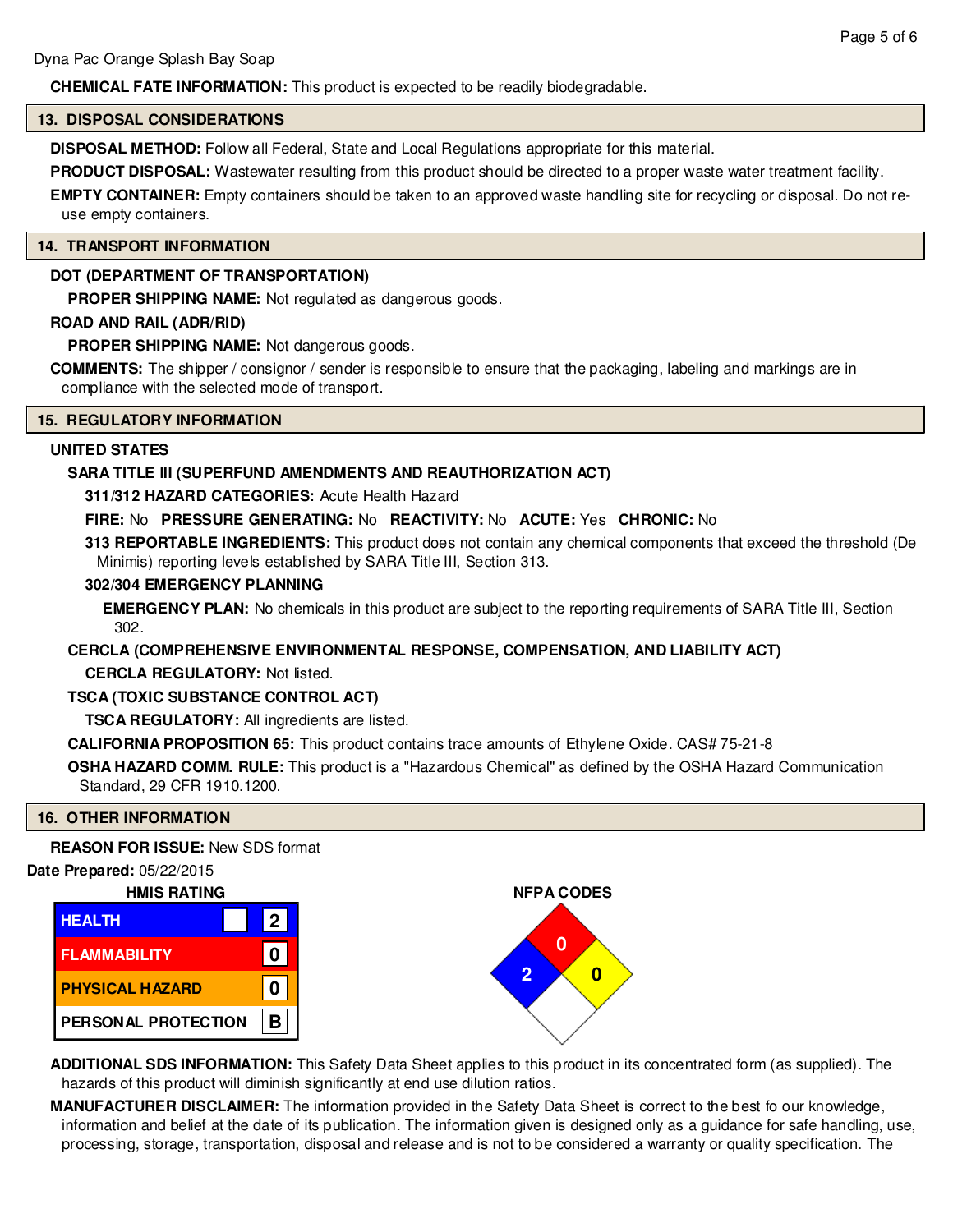**CHEMICAL FATE INFORMATION:** This product is expected to be readily biodegradable.

## 13. DISPOSAL CONSIDERATIONS

**DISPOSAL METHOD:** Follow all Federal, State and Local Regulations appropriate for this material.

**PRODUCT DISPOSAL:** Wastewater resulting from this product should be directed to a proper waste water treatment facility.

**EMPTY CONTAINER:** Empty containers should be taken to an approved waste handling site for recycling or disposal. Do not re-use empty containers.

## 14. TRANSPORT INFORMATION

**DOT (DEPARTMENT OF TRANSPORTATION)**

**PROPER SHIPPING NAME:** Not regulated as dangerous goods.

**ROAD AND RAIL (ADR/RID)**

**PROPER SHIPPING NAME:** Not dangerous goods.

**COMMENTS:** The shipper / consignor / sender is responsible to ensure that the packaging, labeling and markings are in compliance with the selected mode of transport.

## 15. REGULATORY INFORMATION

**UNITED STATES**

**SARA TITLE III (SUPERFUND AMENDMENTS AND REAUTHORIZATION ACT)**

**311/312 HAZARD CATEGORIES:** Acute Health Hazard

**FIRE:** No **PRESSURE GENERATING:** No **REACTIVITY:** No **ACUTE:** Yes **CHRONIC:** No

**313 REPORTABLE INGREDIENTS:** This product does not contain any chemical components that exceed the threshold (De Minimis) reporting levels established by SARA Title III, Section 313.

**302/304 EMERGENCY PLANNING**

**EMERGENCY PLAN:** No chemicals in this product are subject to the reporting requirements of SARA Title III, Section 302.

**CERCLA (COMPREHENSIVE ENVIRONMENTAL RESPONSE, COMPENSATION, AND LIABILITY ACT)**

**CERCLA REGULATORY:** Not listed.

**TSCA (TOXIC SUBSTANCE CONTROL ACT)**

**TSCA REGULATORY:** All ingredients are listed.

**CALIFORNIA PROPOSITION 65:** This product contains trace amounts of Ethylene Oxide. CAS# 75-21-8

**OSHA HAZARD COMM. RULE:** This product is a "Hazardous Chemical" as defined by the OSHA Hazard Communication Standard, 29 CFR 1910.1200.

## 16. OTHER INFORMATION

**REASON FOR ISSUE:** New SDS format

**Date Prepared:** 05/22/2015

**HMIS RATING**

| HMIS | Rating |
|---|---|
| HEALTH | 2 |
| FLAMMABILITY | 0 |
| PHYSICAL HAZARD | 0 |
| PERSONAL PROTECTION | B |

**NFPA CODES**

| NFPA | Rating |
|---|---|
| Health (blue) | 2 |
| Flammability (red) | 0 |
| Instability (yellow) | 0 |
| Special (white) | |

**ADDITIONAL SDS INFORMATION:** This Safety Data Sheet applies to this product in its concentrated form (as supplied). The hazards of this product will diminish significantly at end use dilution ratios.

**MANUFACTURER DISCLAIMER:** The information provided in the Safety Data Sheet is correct to the best fo our knowledge, information and belief at the date of its publication. The information given is designed only as a guidance for safe handling, use, processing, storage, transportation, disposal and release and is not to be considered a warranty or quality specification. The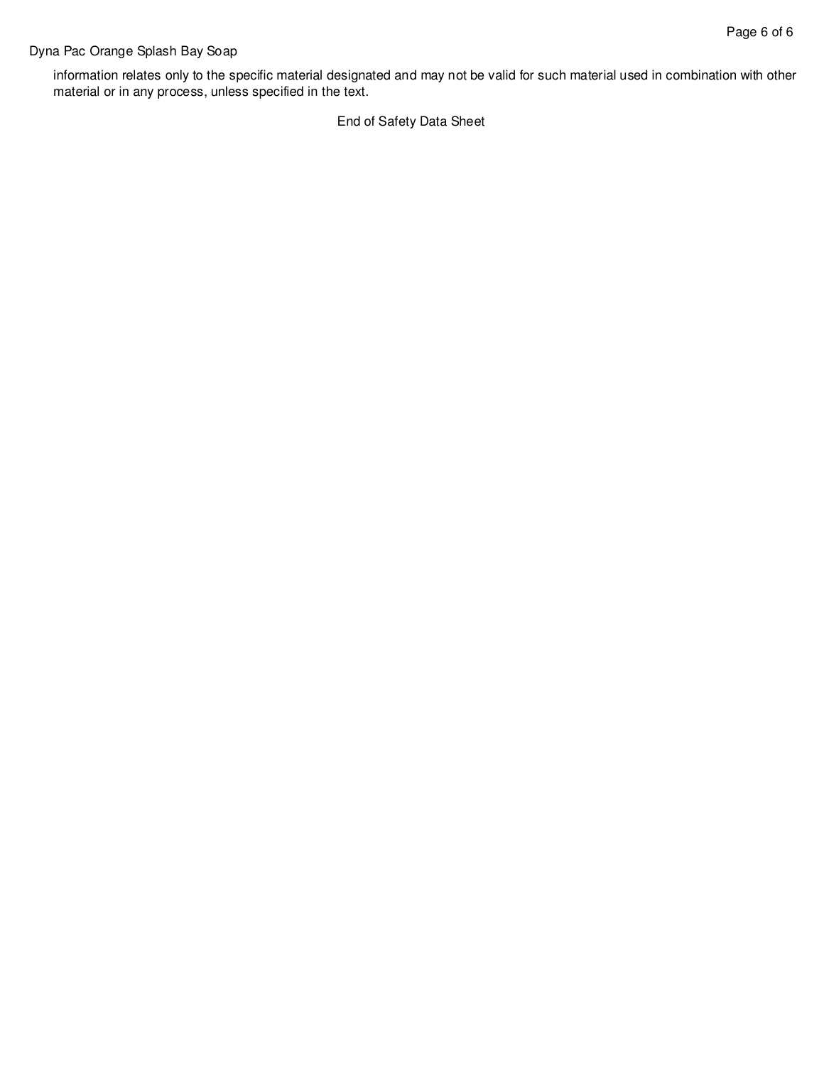information relates only to the specific material designated and may not be valid for such material used in combination with other material or in any process, unless specified in the text.

End of Safety Data Sheet